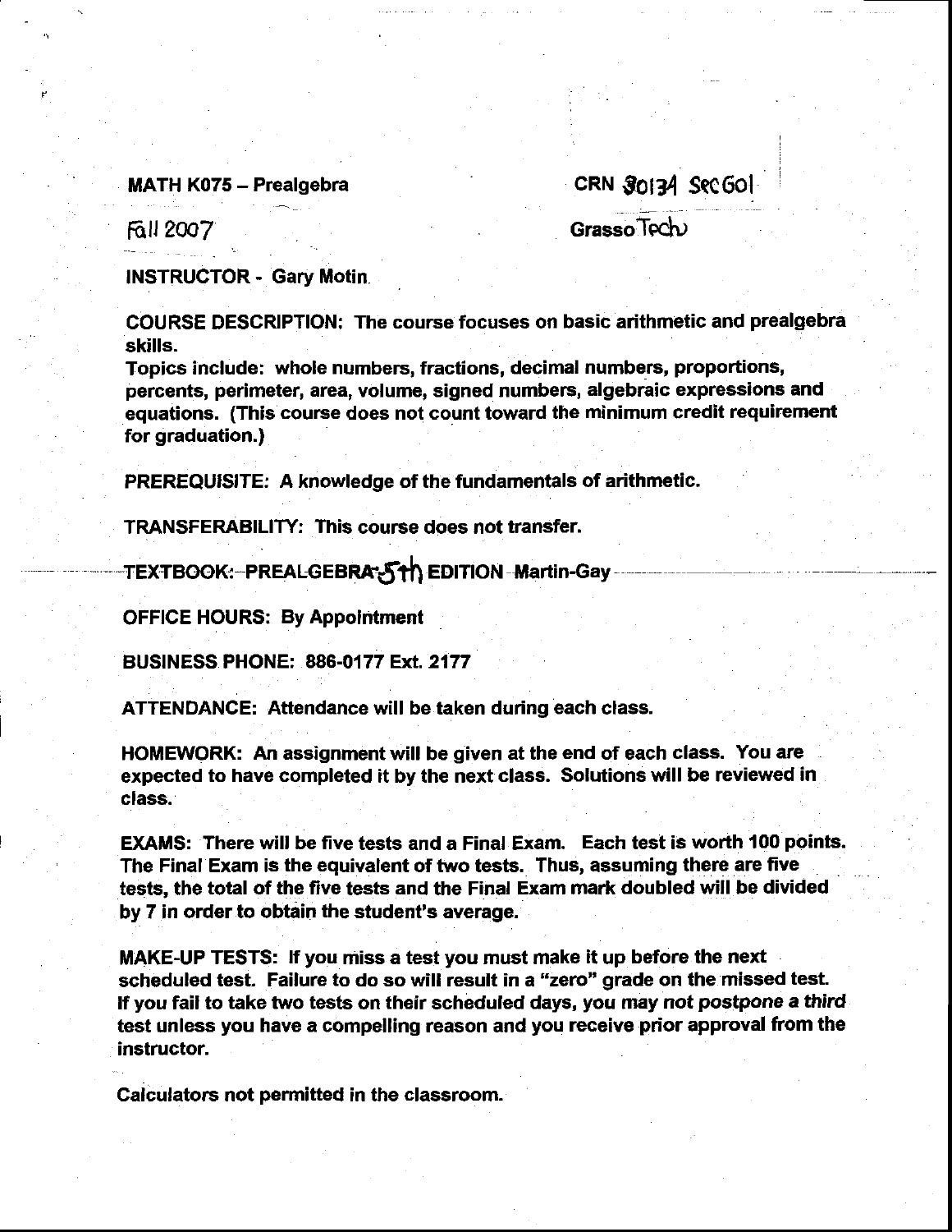**MATH K075 – Prealgebra** CRN 30134 Sec G01

Fall 2007 Grasso Tech

**INSTRUCTOR - Gary Motin**

**COURSE DESCRIPTION: The course focuses on basic arithmetic and prealgebra skills.**
**Topics include: whole numbers, fractions, decimal numbers, proportions, percents, perimeter, area, volume, signed numbers, algebraic expressions and equations. (This course does not count toward the minimum credit requirement for graduation.)**

**PREREQUISITE: A knowledge of the fundamentals of arithmetic.**

**TRANSFERABILITY: This course does not transfer.**

**TEXTBOOK: PREALGEBRA 5th EDITION Martin-Gay**

**OFFICE HOURS: By Appointment**

**BUSINESS PHONE: 886-0177 Ext. 2177**

**ATTENDANCE: Attendance will be taken during each class.**

**HOMEWORK: An assignment will be given at the end of each class. You are expected to have completed it by the next class. Solutions will be reviewed in class.**

**EXAMS: There will be five tests and a Final Exam. Each test is worth 100 points. The Final Exam is the equivalent of two tests. Thus, assuming there are five tests, the total of the five tests and the Final Exam mark doubled will be divided by 7 in order to obtain the student's average.**

**MAKE-UP TESTS: If you miss a test you must make it up before the next scheduled test. Failure to do so will result in a "zero" grade on the missed test. If you fail to take two tests on their scheduled days, you may *not postpone a third* test unless you have a compelling reason and you receive prior approval from the instructor.**

**Calculators not permitted in the classroom.**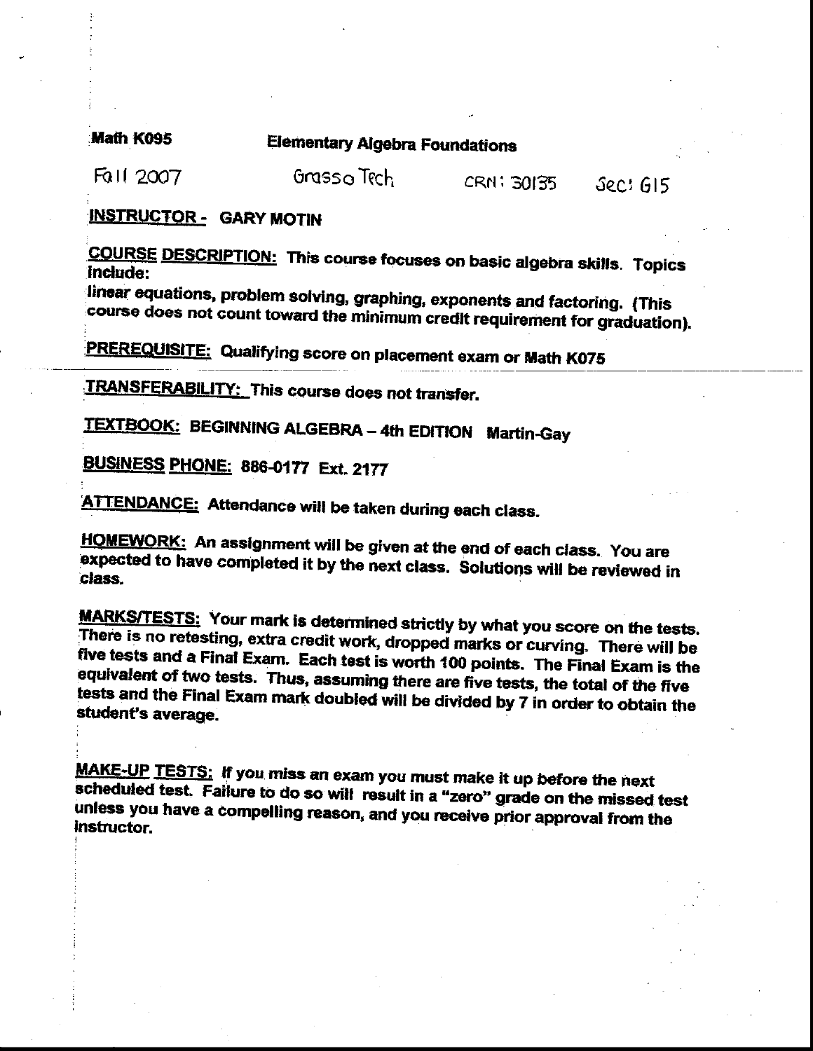**Math K095** Elementary Algebra Foundations

Fall 2007 Grasso Tech CRN: 30135 Sec: G15

**INSTRUCTOR - GARY MOTIN**

**COURSE DESCRIPTION:** This course focuses on basic algebra skills. Topics include:
linear equations, problem solving, graphing, exponents and factoring. (This course does not count toward the minimum credit requirement for graduation).

**PREREQUISITE:** Qualifying score on placement exam or Math K075

**TRANSFERABILITY:** This course does not transfer.

**TEXTBOOK:** BEGINNING ALGEBRA – 4th EDITION Martin-Gay

**BUSINESS PHONE:** 886-0177 Ext. 2177

**ATTENDANCE:** Attendance will be taken during each class.

**HOMEWORK:** An assignment will be given at the end of each class. You are expected to have completed it by the next class. Solutions will be reviewed in class.

**MARKS/TESTS:** Your mark is determined strictly by what you score on the tests. There is no retesting, extra credit work, dropped marks or curving. There will be five tests and a Final Exam. Each test is worth 100 points. The Final Exam is the equivalent of two tests. Thus, assuming there are five tests, the total of the five tests and the Final Exam mark doubled will be divided by 7 in order to obtain the student's average.

**MAKE-UP TESTS:** If you miss an exam you must make it up before the next scheduled test. Failure to do so will result in a "zero" grade on the missed test unless you have a compelling reason, and you receive prior approval from the instructor.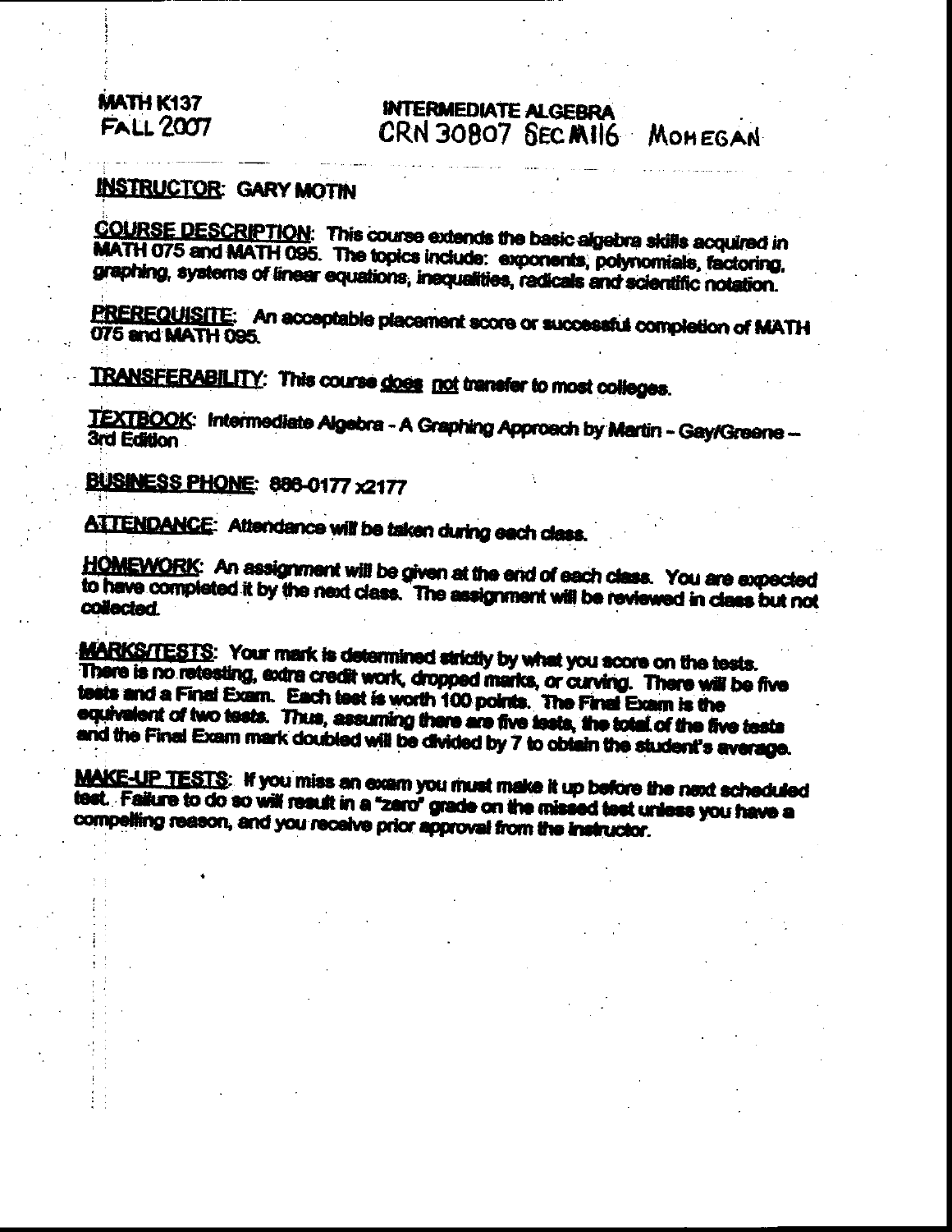MATH K137
FALL 2007

INTERMEDIATE ALGEBRA
CRN 30807 SEC M116 MOHEGAN

**INSTRUCTOR**: GARY MOTIN

**COURSE DESCRIPTION**: This course extends the basic algebra skills acquired in MATH 075 and MATH 095. The topics include: exponents, polynomials, factoring, graphing, systems of linear equations, inequalities, radicals and scientific notation.

**PREREQUISITE**: An acceptable placement score or successful completion of MATH 075 and MATH 095.

**TRANSFERABILITY**: This course does not transfer to most colleges.

**TEXTBOOK**: Intermediate Algebra - A Graphing Approach by Martin - Gay/Greene – 3rd Edition

**BUSINESS PHONE**: 886-0177 x2177

**ATTENDANCE**: Attendance will be taken during each class.

**HOMEWORK**: An assignment will be given at the end of each class. You are expected to have completed it by the next class. The assignment will be reviewed in class but not collected.

**MARKS/TESTS**: Your mark is determined strictly by what you score on the tests. There is no retesting, extra credit work, dropped marks, or curving. There will be five tests and a Final Exam. Each test is worth 100 points. The Final Exam is the equivalent of two tests. Thus, assuming there are five tests, the total of the five tests and the Final Exam mark doubled will be divided by 7 to obtain the student's average.

**MAKE-UP TESTS**: If you miss an exam you must make it up before the next scheduled test. Failure to do so will result in a "zero" grade on the missed test unless you have a compelling reason, and you receive prior approval from the instructor.